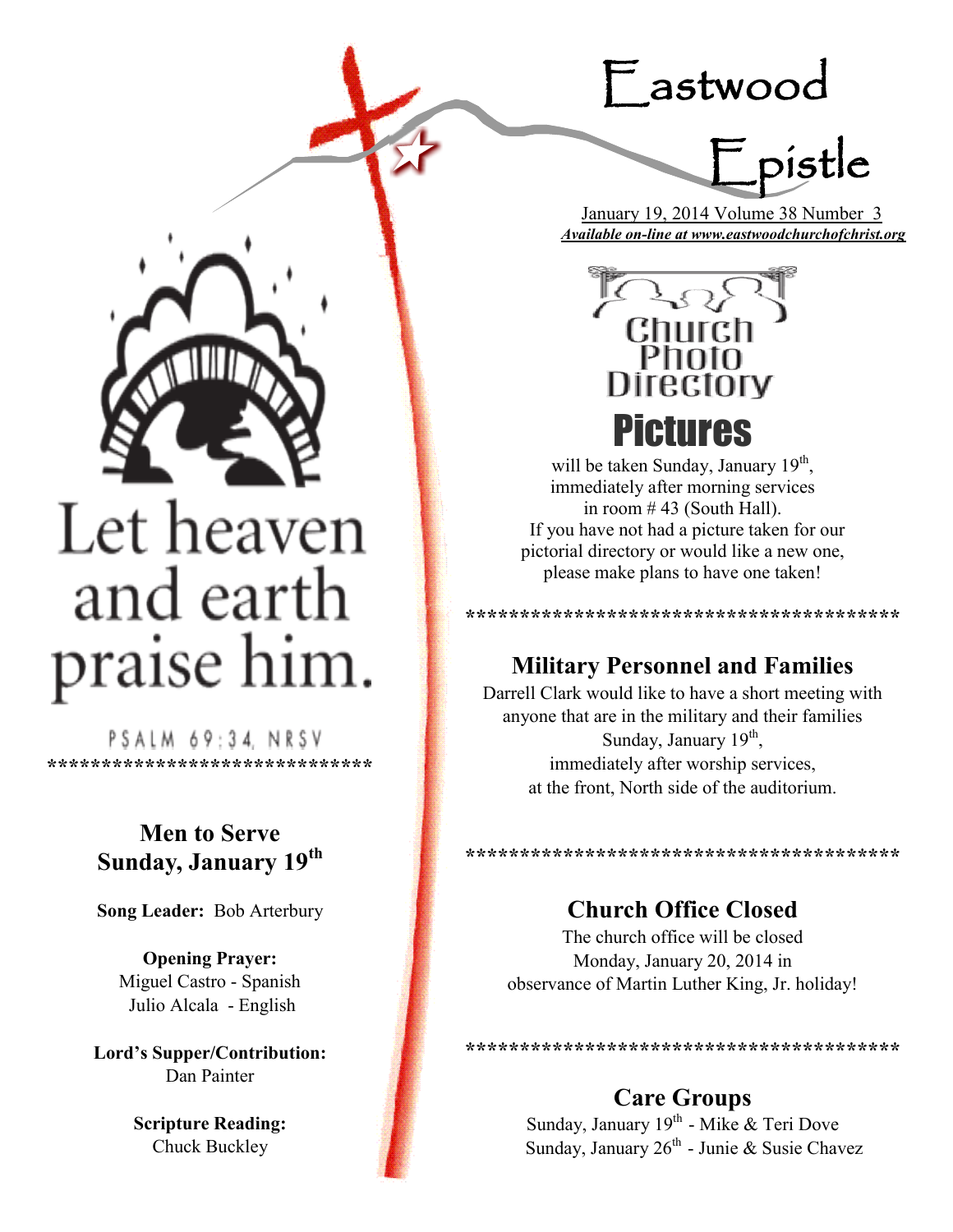# Eastwood Epistle

January 19, 2014 Volume 38 Number 3

***Available on-line at www.eastwoodchurchofchrist.org***

Let heaven and earth praise him.

PSALM 69:34, NRSV

*****************************

## Men to Serve Sunday, January 19th

**Song Leader:** Bob Arterbury

**Opening Prayer:**
Miguel Castro - Spanish
Julio Alcala - English

**Lord's Supper/Contribution:**
Dan Painter

**Scripture Reading:**
Chuck Buckley

## Church Photo Directory Pictures

will be taken Sunday, January 19th, immediately after morning services in room # 43 (South Hall).
If you have not had a picture taken for our pictorial directory or would like a new one, please make plans to have one taken!

****************************************

## Military Personnel and Families

Darrell Clark would like to have a short meeting with anyone that are in the military and their families Sunday, January 19th, immediately after worship services, at the front, North side of the auditorium.

****************************************

## Church Office Closed

The church office will be closed Monday, January 20, 2014 in observance of Martin Luther King, Jr. holiday!

****************************************

## Care Groups

Sunday, January 19th - Mike & Teri Dove
Sunday, January 26th - Junie & Susie Chavez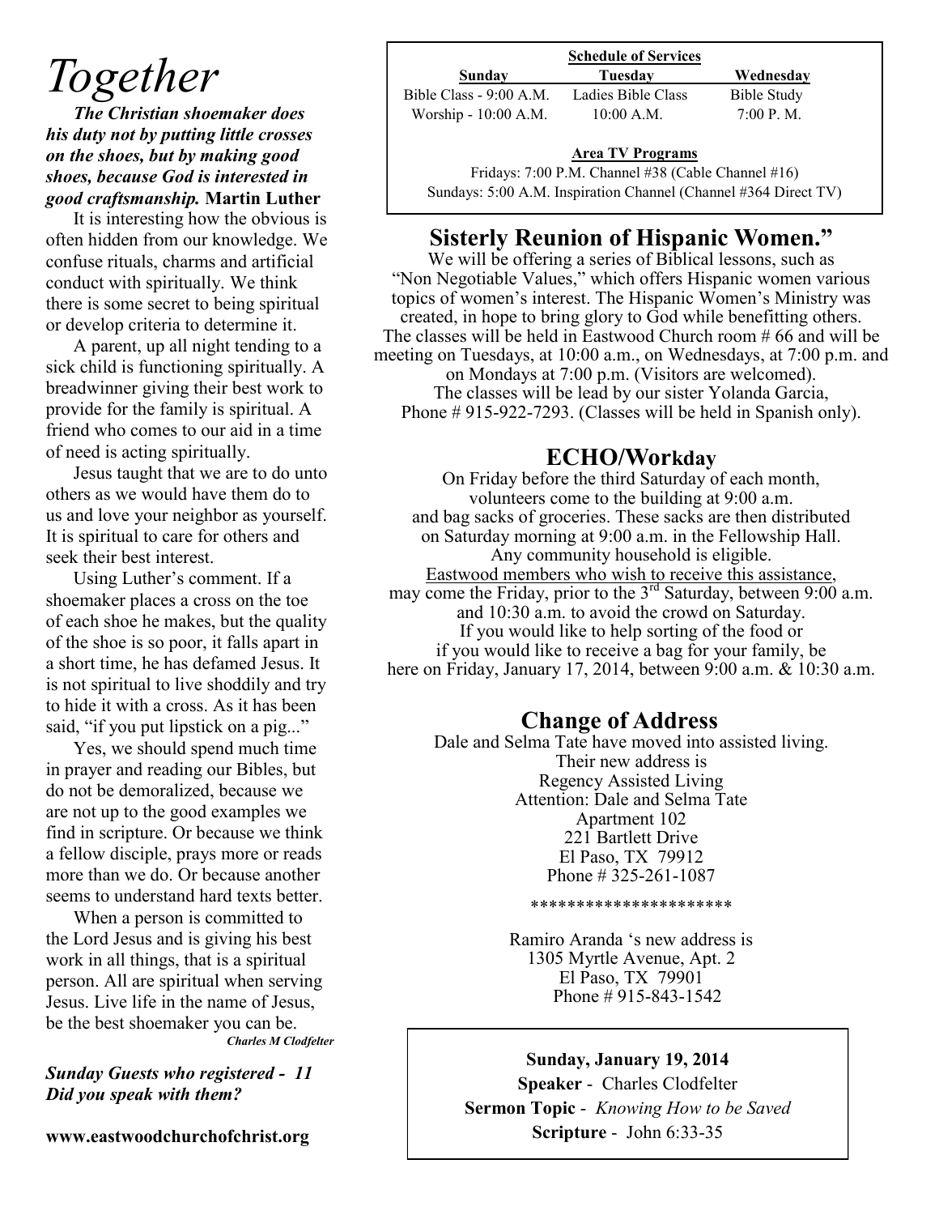# *Together*

***The Christian shoemaker does his duty not by putting little crosses on the shoes, but by making good shoes, because God is interested in good craftsmanship.*** **Martin Luther**

It is interesting how the obvious is often hidden from our knowledge. We confuse rituals, charms and artificial conduct with spiritually. We think there is some secret to being spiritual or develop criteria to determine it.

A parent, up all night tending to a sick child is functioning spiritually. A breadwinner giving their best work to provide for the family is spiritual. A friend who comes to our aid in a time of need is acting spiritually.

Jesus taught that we are to do unto others as we would have them do to us and love your neighbor as yourself. It is spiritual to care for others and seek their best interest.

Using Luther's comment. If a shoemaker places a cross on the toe of each shoe he makes, but the quality of the shoe is so poor, it falls apart in a short time, he has defamed Jesus. It is not spiritual to live shoddily and try to hide it with a cross. As it has been said, "if you put lipstick on a pig..."

Yes, we should spend much time in prayer and reading our Bibles, but do not be demoralized, because we are not up to the good examples we find in scripture. Or because we think a fellow disciple, prays more or reads more than we do. Or because another seems to understand hard texts better.

When a person is committed to the Lord Jesus and is giving his best work in all things, that is a spiritual person. All are spiritual when serving Jesus. Live life in the name of Jesus, be the best shoemaker you can be.

***Charles M Clodfelter***

***Sunday Guests who registered - 11***
***Did you speak with them?***

**www.eastwoodchurchofchrist.org**

**Schedule of Services**

| Sunday | Tuesday | Wednesday |
|---|---|---|
| Bible Class - 9:00 A.M. | Ladies Bible Class | Bible Study |
| Worship - 10:00 A.M. | 10:00 A.M. | 7:00 P. M. |

**Area TV Programs**

Fridays: 7:00 P.M. Channel #38 (Cable Channel #16)
Sundays: 5:00 A.M. Inspiration Channel (Channel #364 Direct TV)

## Sisterly Reunion of Hispanic Women."

We will be offering a series of Biblical lessons, such as "Non Negotiable Values," which offers Hispanic women various topics of women's interest. The Hispanic Women's Ministry was created, in hope to bring glory to God while benefitting others. The classes will be held in Eastwood Church room # 66 and will be meeting on Tuesdays, at 10:00 a.m., on Wednesdays, at 7:00 p.m. and on Mondays at 7:00 p.m. (Visitors are welcomed). The classes will be lead by our sister Yolanda Garcia, Phone # 915-922-7293. (Classes will be held in Spanish only).

## ECHO/Workday

On Friday before the third Saturday of each month, volunteers come to the building at 9:00 a.m. and bag sacks of groceries. These sacks are then distributed on Saturday morning at 9:00 a.m. in the Fellowship Hall. Any community household is eligible.
Eastwood members who wish to receive this assistance, may come the Friday, prior to the 3rd Saturday, between 9:00 a.m. and 10:30 a.m. to avoid the crowd on Saturday.
If you would like to help sorting of the food or if you would like to receive a bag for your family, be here on Friday, January 17, 2014, between 9:00 a.m. & 10:30 a.m.

## Change of Address

Dale and Selma Tate have moved into assisted living.
Their new address is
Regency Assisted Living
Attention: Dale and Selma Tate
Apartment 102
221 Bartlett Drive
El Paso, TX 79912
Phone # 325-261-1087

**********************

Ramiro Aranda 's new address is
1305 Myrtle Avenue, Apt. 2
El Paso, TX 79901
Phone # 915-843-1542

**Sunday, January 19, 2014**
**Speaker** - Charles Clodfelter
**Sermon Topic** - *Knowing How to be Saved*
**Scripture** - John 6:33-35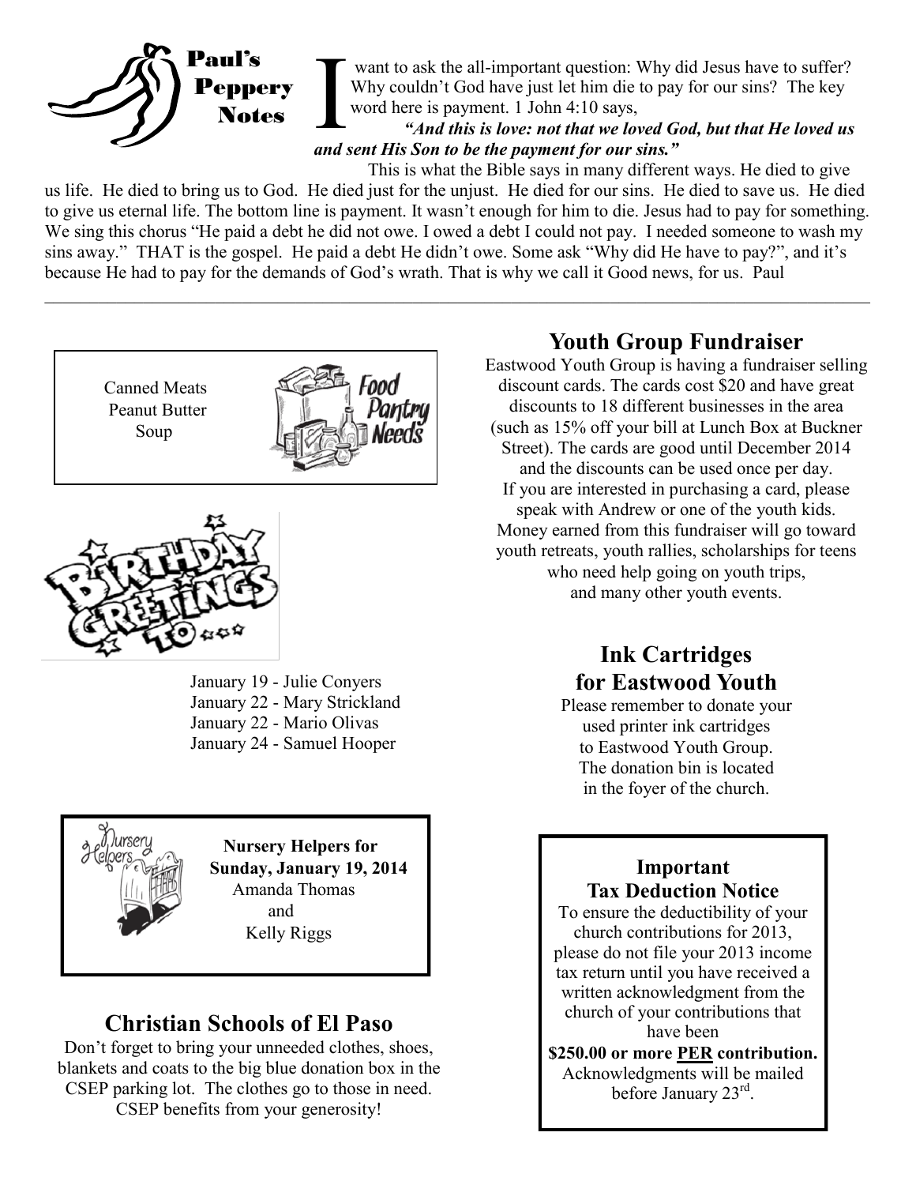## Paul's Peppery Notes

I want to ask the all-important question: Why did Jesus have to suffer? Why couldn't God have just let him die to pay for our sins? The key word here is payment. 1 John 4:10 says,

***"And this is love: not that we loved God, but that He loved us and sent His Son to be the payment for our sins."***

This is what the Bible says in many different ways. He died to give us life. He died to bring us to God. He died just for the unjust. He died for our sins. He died to save us. He died to give us eternal life. The bottom line is payment. It wasn't enough for him to die. Jesus had to pay for something. We sing this chorus "He paid a debt he did not owe. I owed a debt I could not pay. I needed someone to wash my sins away." THAT is the gospel. He paid a debt He didn't owe. Some ask "Why did He have to pay?", and it's because He had to pay for the demands of God's wrath. That is why we call it Good news, for us. Paul

---

### Food Pantry Needs

Canned Meats
Peanut Butter
Soup

### Birthday Greetings To

January 19 - Julie Conyers
January 22 - Mary Strickland
January 22 - Mario Olivas
January 24 - Samuel Hooper

### Nursery Helpers

**Nursery Helpers for Sunday, January 19, 2014**
Amanda Thomas
and
Kelly Riggs

## Christian Schools of El Paso

Don't forget to bring your unneeded clothes, shoes, blankets and coats to the big blue donation box in the CSEP parking lot. The clothes go to those in need. CSEP benefits from your generosity!

## Youth Group Fundraiser

Eastwood Youth Group is having a fundraiser selling discount cards. The cards cost $20 and have great discounts to 18 different businesses in the area (such as 15% off your bill at Lunch Box at Buckner Street). The cards are good until December 2014 and the discounts can be used once per day. If you are interested in purchasing a card, please speak with Andrew or one of the youth kids. Money earned from this fundraiser will go toward youth retreats, youth rallies, scholarships for teens who need help going on youth trips, and many other youth events.

## Ink Cartridges for Eastwood Youth

Please remember to donate your used printer ink cartridges to Eastwood Youth Group. The donation bin is located in the foyer of the church.

### Important Tax Deduction Notice

To ensure the deductibility of your church contributions for 2013, please do not file your 2013 income tax return until you have received a written acknowledgment from the church of your contributions that have been **$250.00 or more PER contribution.** Acknowledgments will be mailed before January 23rd.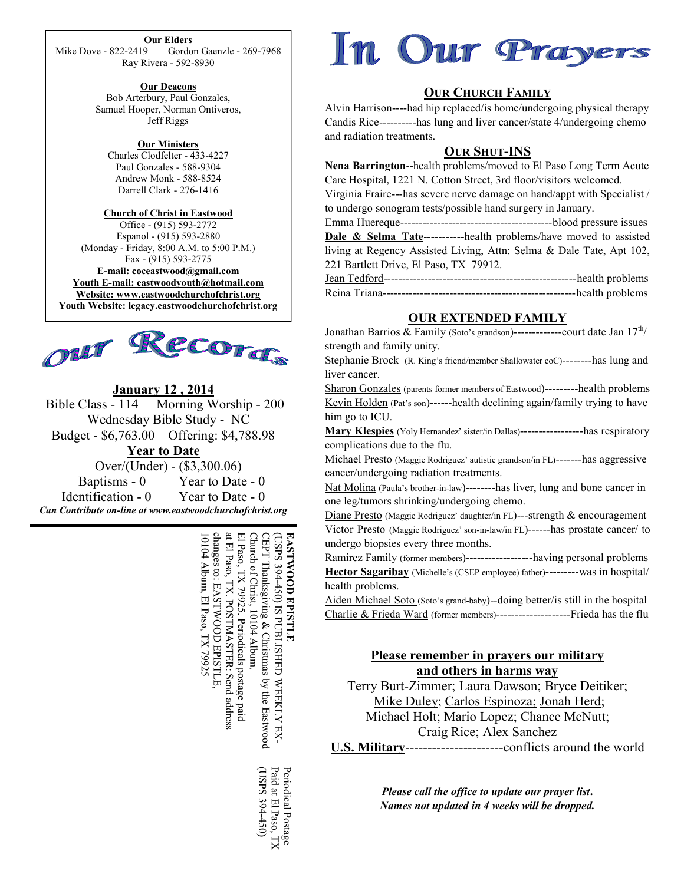**Our Elders**

Mike Dove - 822-2419 Gordon Gaenzle - 269-7968
Ray Rivera - 592-8930

**Our Deacons**

Bob Arterbury, Paul Gonzales,
Samuel Hooper, Norman Ontiveros,
Jeff Riggs

**Our Ministers**

Charles Clodfelter - 433-4227
Paul Gonzales - 588-9304
Andrew Monk - 588-8524
Darrell Clark - 276-1416

**Church of Christ in Eastwood**

Office - (915) 593-2772
Espanol - (915) 593-2880
(Monday - Friday, 8:00 A.M. to 5:00 P.M.)
Fax - (915) 593-2775
**E-mail: coceastwood@gmail.com**
**Youth E-mail: eastwoodyouth@hotmail.com**
**Website: www.eastwoodchurchofchrist.org**
**Youth Website: legacy.eastwoodchurchofchrist.org**

# Our Records

**January 12 , 2014**

Bible Class - 114 Morning Worship - 200
Wednesday Bible Study - NC
Budget - $6,763.00 Offering: $4,788.98

**Year to Date**

Over/(Under) - ($3,300.06)
Baptisms - 0 Year to Date - 0
Identification - 0 Year to Date - 0

***Can Contribute on-line at www.eastwoodchurchofchrist.org***

**EASTWOOD EPISTLE** (USPS 394-450) IS PUBLISHED WEEKLY EXCEPT Thanksgiving & Christmas by the Eastwood Church of Christ, 10104 Album, El Paso, TX 79925. Periodicals postage paid at El Paso, TX. POSTMASTER: Send address changes to: EASTWOOD EPISTLE, 10104 Album, El Paso, TX 79925

Periodical Postage
Paid at El Paso, TX
(USPS 394-450)

# In Our Prayers

## Our Church Family

Alvin Harrison----had hip replaced/is home/undergoing physical therapy
Candis Rice----------has lung and liver cancer/state 4/undergoing chemo and radiation treatments.

## Our Shut-Ins

**Nena Barrington**--health problems/moved to El Paso Long Term Acute Care Hospital, 1221 N. Cotton Street, 3rd floor/visitors welcomed.
Virginia Fraire---has severe nerve damage on hand/appt with Specialist / to undergo sonogram tests/possible hand surgery in January.
Emma Huereque----------------------------------------blood pressure issues
**Dale & Selma Tate**-----------health problems/have moved to assisted living at Regency Assisted Living, Attn: Selma & Dale Tate, Apt 102, 221 Bartlett Drive, El Paso, TX 79912.
Jean Tedford----------------------------------------------------health problems
Reina Triana---------------------------------------------------health problems

## OUR EXTENDED FAMILY

Jonathan Barrios & Family (Soto's grandson)-------------court date Jan 17th/ strength and family unity.
Stephanie Brock (R. King's friend/member Shallowater coC)--------has lung and liver cancer.
Sharon Gonzales (parents former members of Eastwood)---------health problems
Kevin Holden (Pat's son)------health declining again/family trying to have him go to ICU.
**Mary Klespies** (Yoly Hernandez' sister/in Dallas)-----------------has respiratory complications due to the flu.
Michael Presto (Maggie Rodriguez' autistic grandson/in FL)-------has aggressive cancer/undergoing radiation treatments.
Nat Molina (Paula's brother-in-law)--------has liver, lung and bone cancer in one leg/tumors shrinking/undergoing chemo.
Diane Presto (Maggie Rodriguez' daughter/in FL)---strength & encouragement
Victor Presto (Maggie Rodriguez' son-in-law/in FL)------has prostate cancer/ to undergo biopsies every three months.
Ramirez Family (former members)------------------having personal problems
**Hector Sagaribay** (Michelle's (CSEP employee) father)---------was in hospital/ health problems.
Aiden Michael Soto (Soto's grand-baby)--doing better/is still in the hospital
Charlie & Frieda Ward (former members)--------------------Frieda has the flu

**Please remember in prayers our military and others in harms way**

Terry Burt-Zimmer; Laura Dawson; Bryce Deitiker; Mike Duley; Carlos Espinoza; Jonah Herd; Michael Holt; Mario Lopez; Chance McNutt; Craig Rice; Alex Sanchez
**U.S. Military**----------------------conflicts around the world

***Please call the office to update our prayer list. Names not updated in 4 weeks will be dropped.***